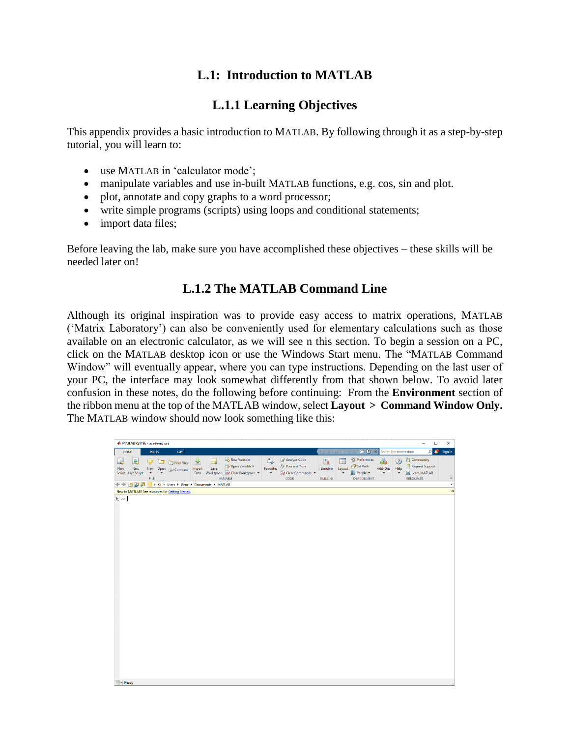# L.1: Introduction to MATLAB

## L.1.1 Learning Objectives

This appendix provides a basic introduction to MATLAB. By following through it as a step-by-step tutorial, you will learn to:

- use MATLAB in 'calculator mode';
- manipulate variables and use in-built MATLAB functions, e.g. cos, sin and plot.
- plot, annotate and copy graphs to a word processor;
- write simple programs (scripts) using loops and conditional statements;
- import data files;

Before leaving the lab, make sure you have accomplished these objectives – these skills will be needed later on!

## L.1.2 The MATLAB Command Line

Although its original inspiration was to provide easy access to matrix operations, MATLAB ('Matrix Laboratory') can also be conveniently used for elementary calculations such as those available on an electronic calculator, as we will see n this section. To begin a session on a PC, click on the MATLAB desktop icon or use the Windows Start menu. The "MATLAB Command Window" will eventually appear, where you can type instructions. Depending on the last user of your PC, the interface may look somewhat differently from that shown below. To avoid later confusion in these notes, do the following before continuing: From the **Environment** section of the ribbon menu at the top of the MATLAB window, select **Layout > Command Window Only.** The MATLAB window should now look something like this: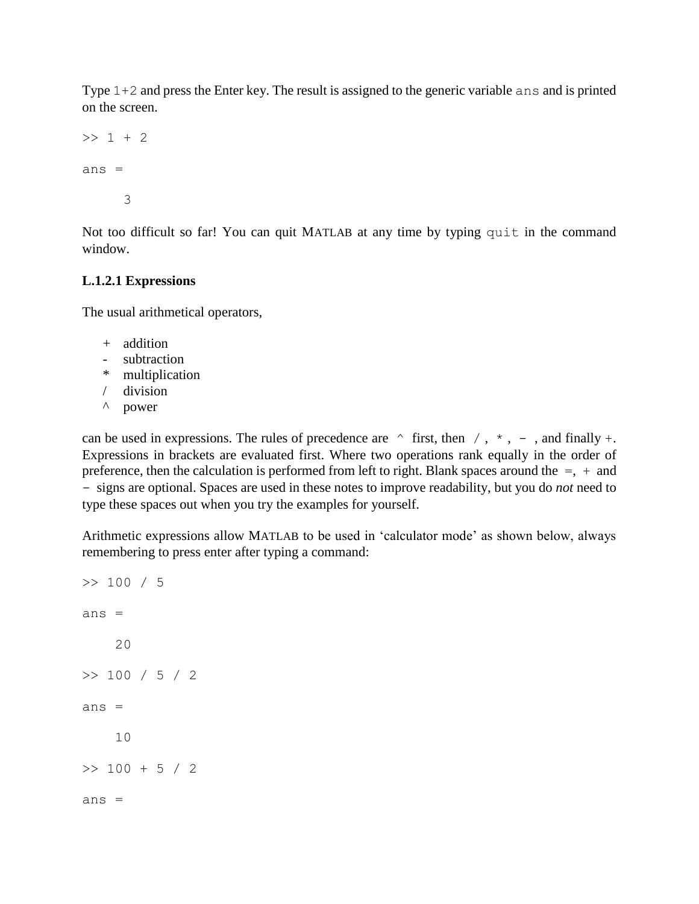Type `1+2` and press the Enter key. The result is assigned to the generic variable `ans` and is printed on the screen.

```
>> 1 + 2

ans =

      3
```

Not too difficult so far! You can quit MATLAB at any time by typing `quit` in the command window.

### L.1.2.1 Expressions

The usual arithmetical operators,

- + addition
- - subtraction
- * multiplication
- / division
- ^ power

can be used in expressions. The rules of precedence are `^` first, then `/`, `*`, `-`, and finally `+`. Expressions in brackets are evaluated first. Where two operations rank equally in the order of preference, then the calculation is performed from left to right. Blank spaces around the `=`, `+` and `-` signs are optional. Spaces are used in these notes to improve readability, but you do *not* need to type these spaces out when you try the examples for yourself.

Arithmetic expressions allow MATLAB to be used in 'calculator mode' as shown below, always remembering to press enter after typing a command:

```
>> 100 / 5

ans =

     20

>> 100 / 5 / 2

ans =

     10

>> 100 + 5 / 2

ans =
```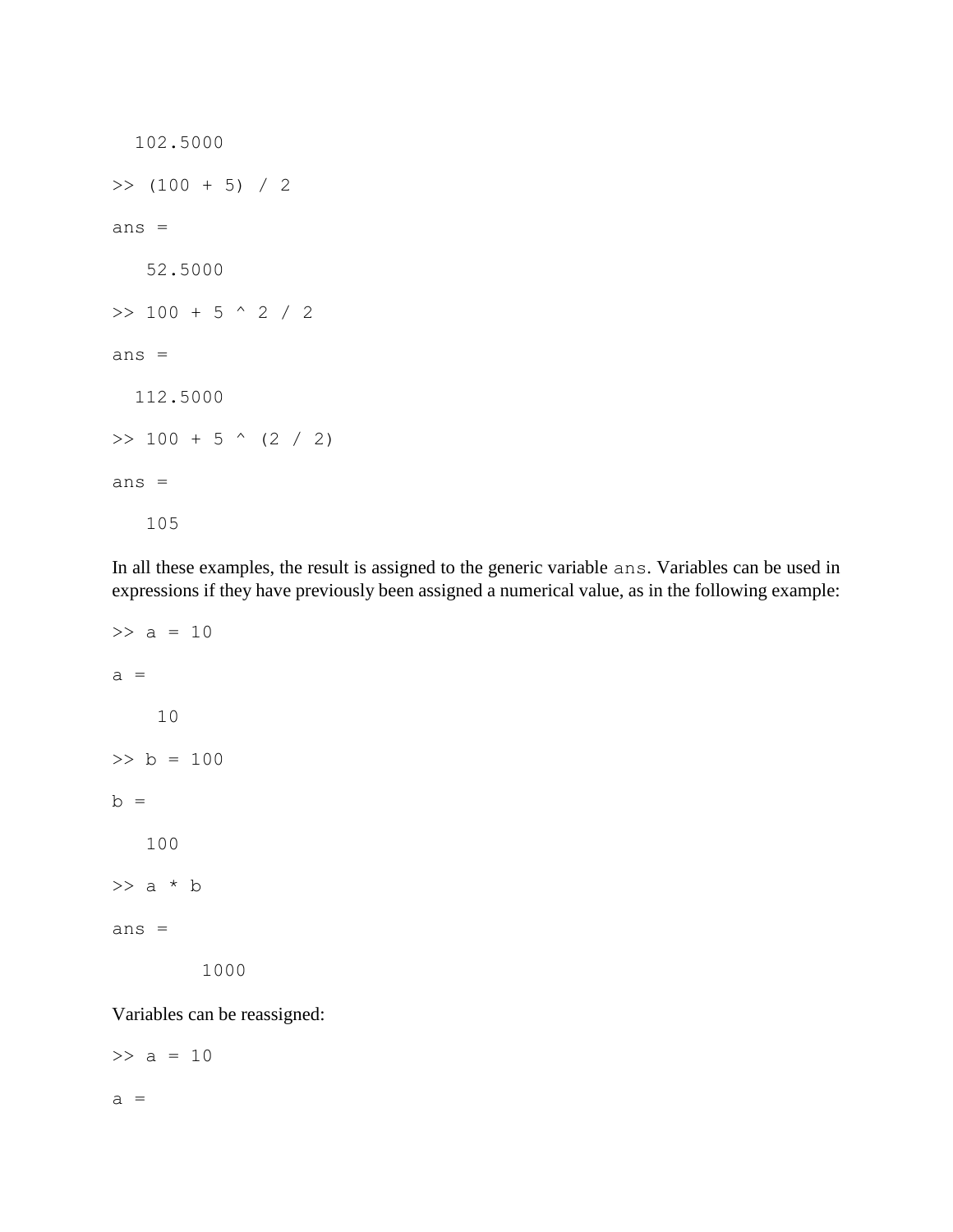```
   102.5000

>> (100 + 5) / 2

ans =

    52.5000

>> 100 + 5 ^ 2 / 2

ans =

   112.5000

>> 100 + 5 ^ (2 / 2)

ans =

    105
```

In all these examples, the result is assigned to the generic variable `ans`. Variables can be used in expressions if they have previously been assigned a numerical value, as in the following example:

```
>> a = 10

a =

    10

>> b = 100

b =

   100

>> a * b

ans =

        1000
```

Variables can be reassigned:

```
>> a = 10

a =
```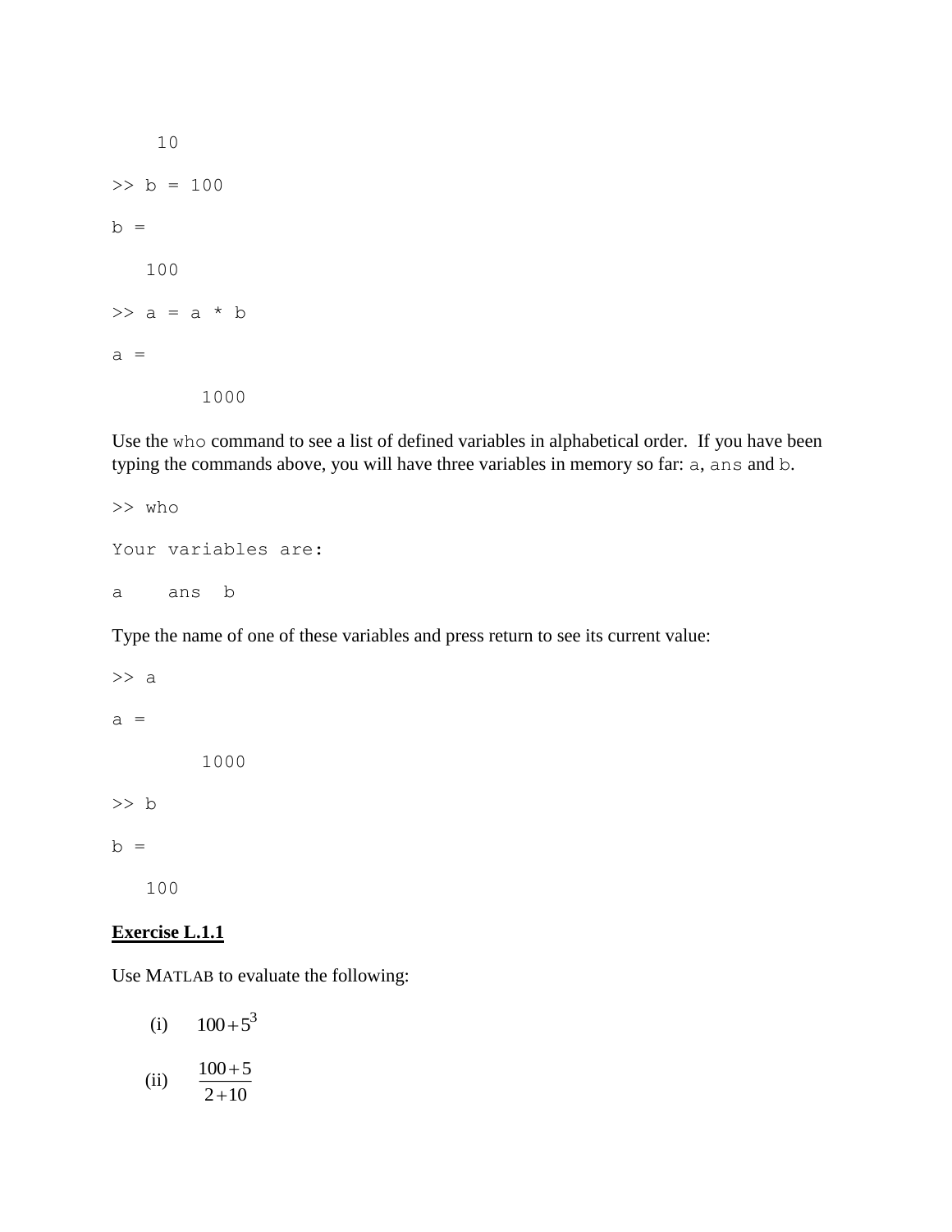```
     10

>> b = 100

b =

   100

>> a = a * b

a =

        1000
```

Use the `who` command to see a list of defined variables in alphabetical order. If you have been typing the commands above, you will have three variables in memory so far: `a`, `ans` and `b`.

```
>> who

Your variables are:

a    ans  b
```

Type the name of one of these variables and press return to see its current value:

```
>> a

a =

        1000

>> b

b =

   100
```

**Exercise L.1.1**

Use MATLAB to evaluate the following:

(i) $100 + 5^3$

(ii) $\dfrac{100+5}{2+10}$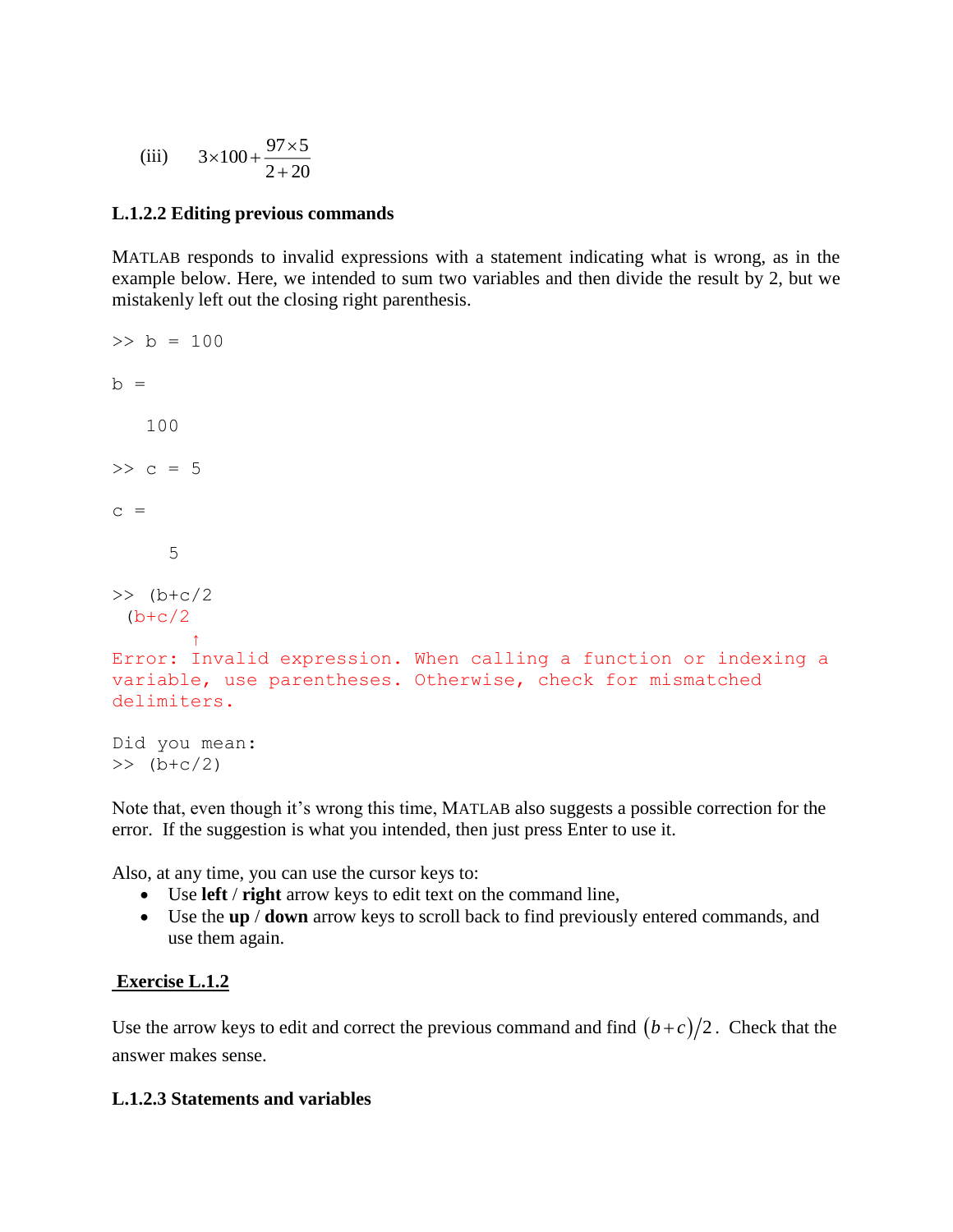(iii) $3 \times 100 + \dfrac{97 \times 5}{2 + 20}$

### L.1.2.2 Editing previous commands

MATLAB responds to invalid expressions with a statement indicating what is wrong, as in the example below. Here, we intended to sum two variables and then divide the result by 2, but we mistakenly left out the closing right parenthesis.

```
>> b = 100

b =

   100

>> c = 5

c =

     5

>> (b+c/2
 (b+c/2
       ↑
Error: Invalid expression. When calling a function or indexing a
variable, use parentheses. Otherwise, check for mismatched
delimiters.

Did you mean:
>> (b+c/2)
```

Note that, even though it's wrong this time, MATLAB also suggests a possible correction for the error. If the suggestion is what you intended, then just press Enter to use it.

Also, at any time, you can use the cursor keys to:

- Use **left** / **right** arrow keys to edit text on the command line,
- Use the **up** / **down** arrow keys to scroll back to find previously entered commands, and use them again.

**Exercise L.1.2**

Use the arrow keys to edit and correct the previous command and find $(b+c)/2$. Check that the answer makes sense.

### L.1.2.3 Statements and variables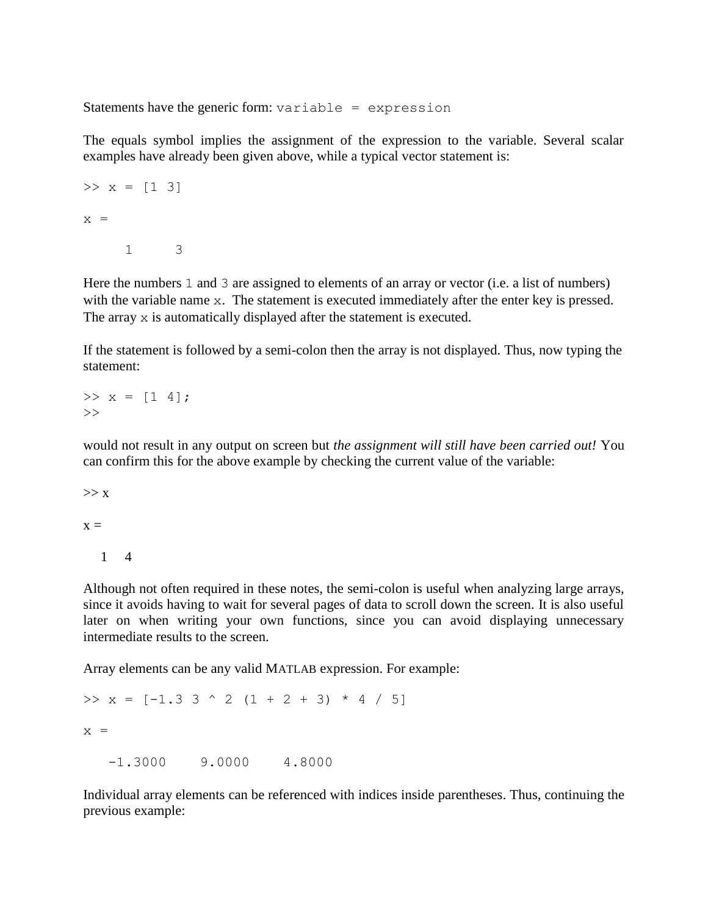Statements have the generic form: `variable = expression`

The equals symbol implies the assignment of the expression to the variable. Several scalar examples have already been given above, while a typical vector statement is:

```
>> x = [1 3]

x =

     1     3
```

Here the numbers `1` and `3` are assigned to elements of an array or vector (i.e. a list of numbers) with the variable name `x`. The statement is executed immediately after the enter key is pressed. The array `x` is automatically displayed after the statement is executed.

If the statement is followed by a semi-colon then the array is not displayed. Thus, now typing the statement:

```
>> x = [1 4];
>>
```

would not result in any output on screen but *the assignment will still have been carried out!* You can confirm this for the above example by checking the current value of the variable:

```
>> x

x =

   1    4
```

Although not often required in these notes, the semi-colon is useful when analyzing large arrays, since it avoids having to wait for several pages of data to scroll down the screen. It is also useful later on when writing your own functions, since you can avoid displaying unnecessary intermediate results to the screen.

Array elements can be any valid MATLAB expression. For example:

```
>> x = [-1.3 3 ^ 2 (1 + 2 + 3) * 4 / 5]

x =

   -1.3000    9.0000    4.8000
```

Individual array elements can be referenced with indices inside parentheses. Thus, continuing the previous example: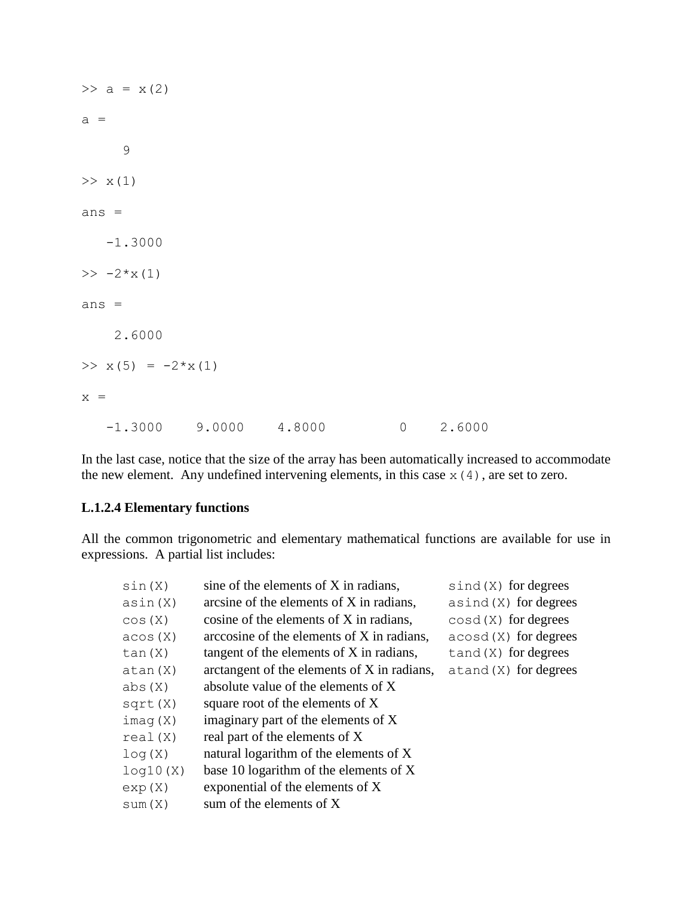```
>> a = x(2)

a =

     9

>> x(1)

ans =

   -1.3000

>> -2*x(1)

ans =

    2.6000

>> x(5) = -2*x(1)

x =

   -1.3000    9.0000    4.8000         0    2.6000
```

In the last case, notice that the size of the array has been automatically increased to accommodate the new element. Any undefined intervening elements, in this case `x(4)`, are set to zero.

**L.1.2.4 Elementary functions**

All the common trigonometric and elementary mathematical functions are available for use in expressions. A partial list includes:

| | | |
|---|---|---|
| `sin(X)` | sine of the elements of X in radians, | `sind(X)` for degrees |
| `asin(X)` | arcsine of the elements of X in radians, | `asind(X)` for degrees |
| `cos(X)` | cosine of the elements of X in radians, | `cosd(X)` for degrees |
| `acos(X)` | arccosine of the elements of X in radians, | `acosd(X)` for degrees |
| `tan(X)` | tangent of the elements of X in radians, | `tand(X)` for degrees |
| `atan(X)` | arctangent of the elements of X in radians, | `atand(X)` for degrees |
| `abs(X)` | absolute value of the elements of X | |
| `sqrt(X)` | square root of the elements of X | |
| `imag(X)` | imaginary part of the elements of X | |
| `real(X)` | real part of the elements of X | |
| `log(X)` | natural logarithm of the elements of X | |
| `log10(X)` | base 10 logarithm of the elements of X | |
| `exp(X)` | exponential of the elements of X | |
| `sum(X)` | sum of the elements of X | |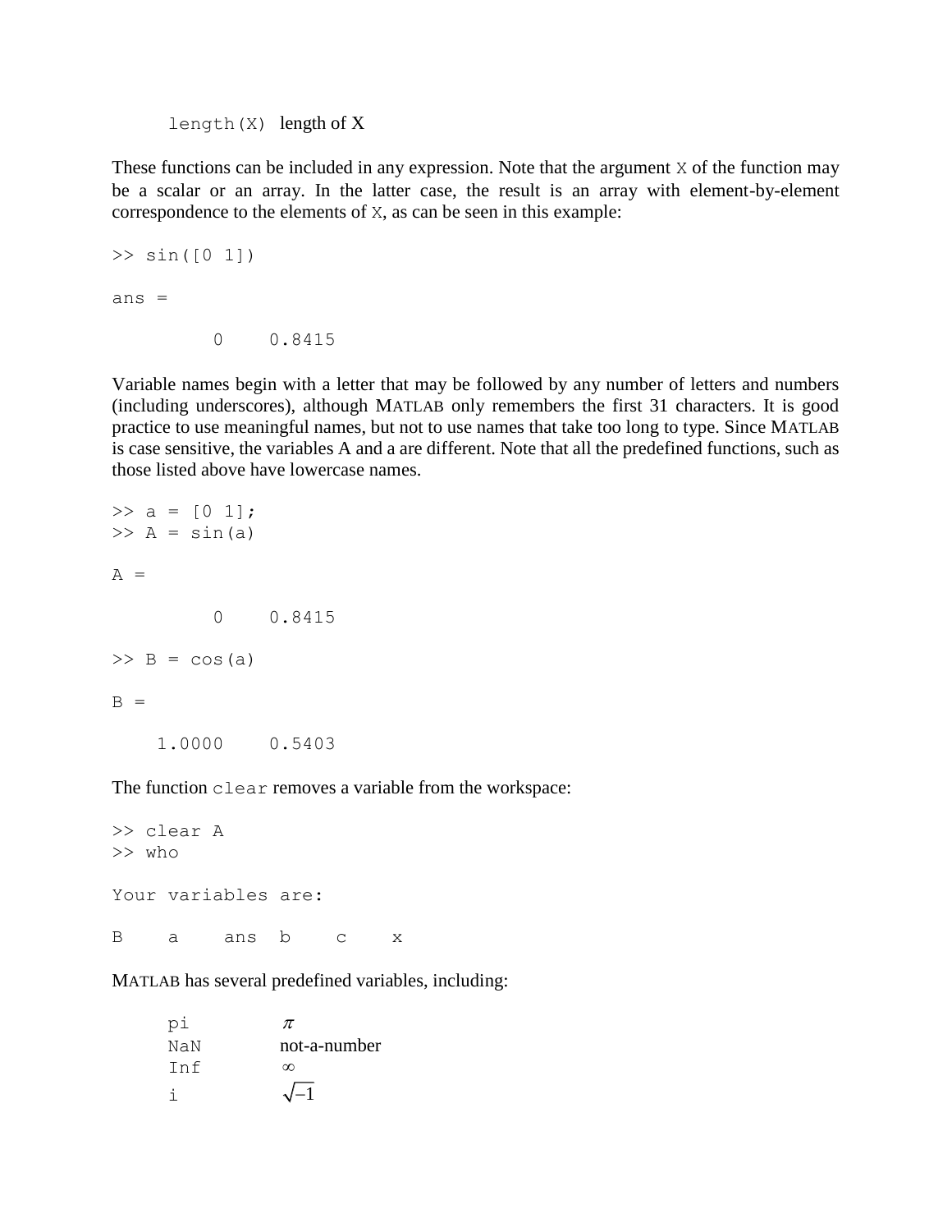`length(X)` length of X

These functions can be included in any expression. Note that the argument `X` of the function may be a scalar or an array. In the latter case, the result is an array with element-by-element correspondence to the elements of `X`, as can be seen in this example:

```
>> sin([0 1])

ans =

         0    0.8415
```

Variable names begin with a letter that may be followed by any number of letters and numbers (including underscores), although MATLAB only remembers the first 31 characters. It is good practice to use meaningful names, but not to use names that take too long to type. Since MATLAB is case sensitive, the variables A and a are different. Note that all the predefined functions, such as those listed above have lowercase names.

```
>> a = [0 1];
>> A = sin(a)

A =

         0    0.8415

>> B = cos(a)

B =

    1.0000    0.5403
```

The function `clear` removes a variable from the workspace:

```
>> clear A
>> who

Your variables are:

B     a     ans   b     c     x
```

MATLAB has several predefined variables, including:

| | |
|---|---|
| `pi` | $\pi$ |
| `NaN` | not-a-number |
| `Inf` | $\infty$ |
| `i` | $\sqrt{-1}$ |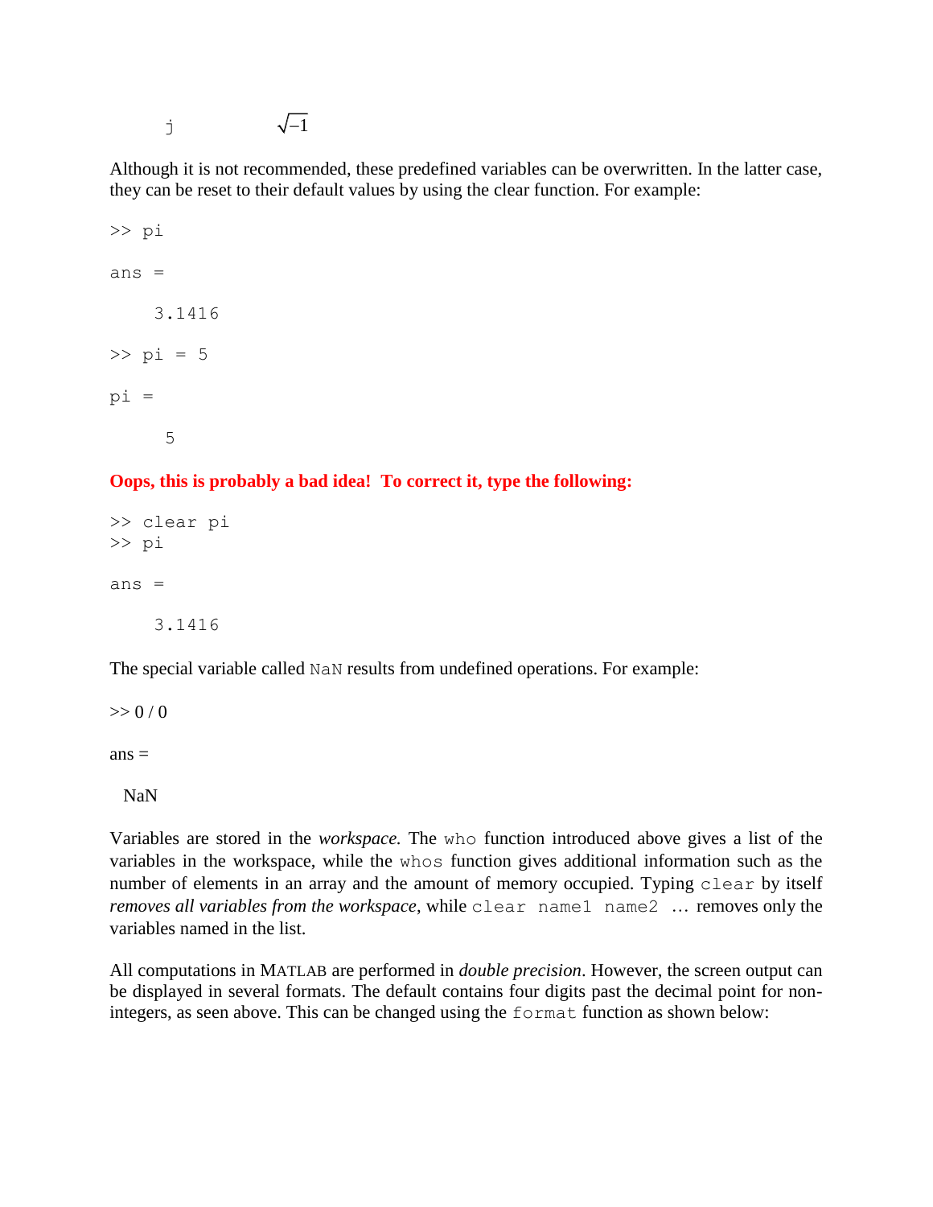```
j        
```
$\sqrt{-1}$

Although it is not recommended, these predefined variables can be overwritten. In the latter case, they can be reset to their default values by using the clear function. For example:

```
>> pi

ans =

    3.1416

>> pi = 5

pi =

     5
```

**Oops, this is probably a bad idea! To correct it, type the following:**

```
>> clear pi
>> pi

ans =

    3.1416
```

The special variable called `NaN` results from undefined operations. For example:

```
>> 0 / 0

ans =

  NaN
```

Variables are stored in the *workspace.* The `who` function introduced above gives a list of the variables in the workspace, while the `whos` function gives additional information such as the number of elements in an array and the amount of memory occupied. Typing `clear` by itself *removes all variables from the workspace*, while `clear name1 name2 …` removes only the variables named in the list.

All computations in MATLAB are performed in *double precision*. However, the screen output can be displayed in several formats. The default contains four digits past the decimal point for non-integers, as seen above. This can be changed using the `format` function as shown below: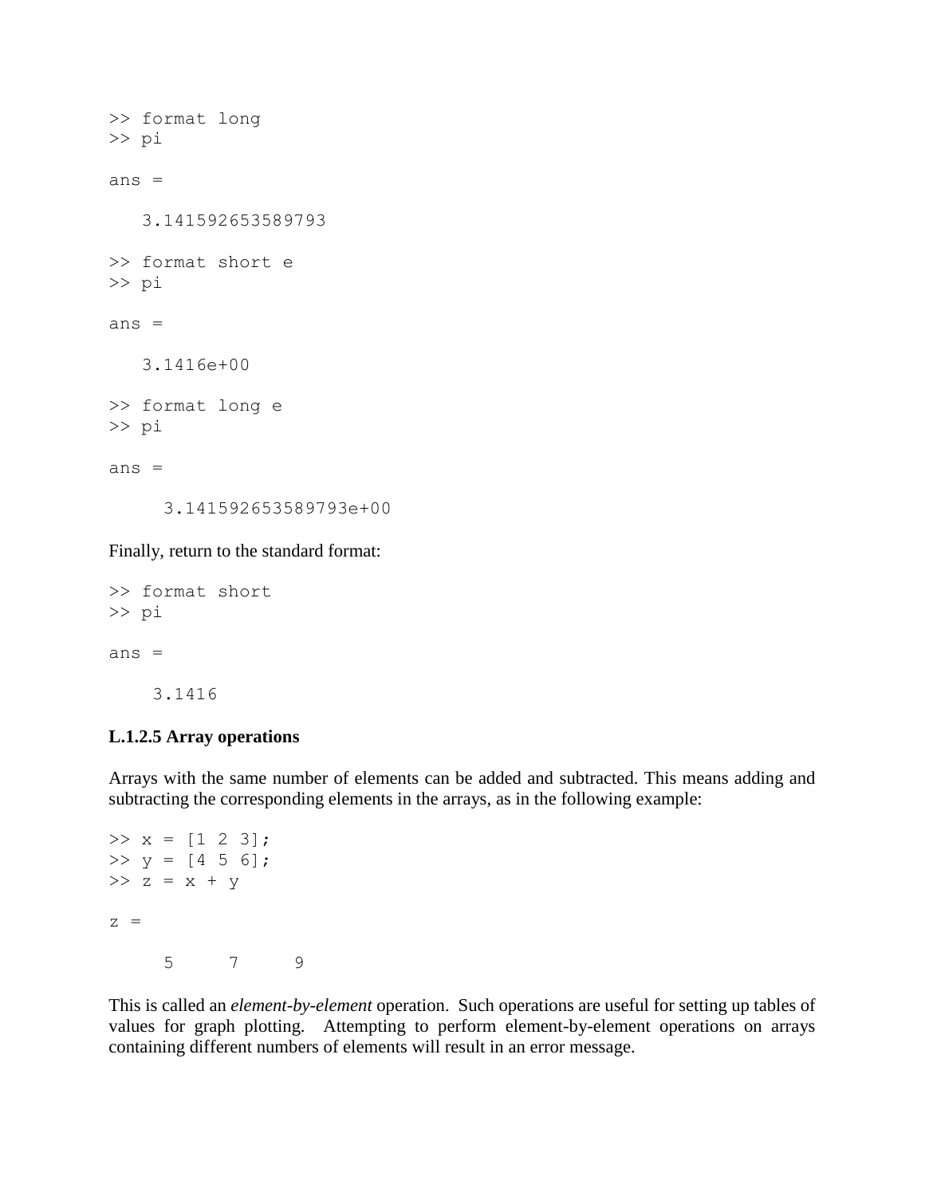```
>> format long
>> pi

ans =

   3.141592653589793

>> format short e
>> pi

ans =

   3.1416e+00

>> format long e
>> pi

ans =

     3.141592653589793e+00
```

Finally, return to the standard format:

```
>> format short
>> pi

ans =

    3.1416
```

### L.1.2.5 Array operations

Arrays with the same number of elements can be added and subtracted. This means adding and subtracting the corresponding elements in the arrays, as in the following example:

```
>> x = [1 2 3];
>> y = [4 5 6];
>> z = x + y

z =

     5     7     9
```

This is called an *element-by-element* operation. Such operations are useful for setting up tables of values for graph plotting. Attempting to perform element-by-element operations on arrays containing different numbers of elements will result in an error message.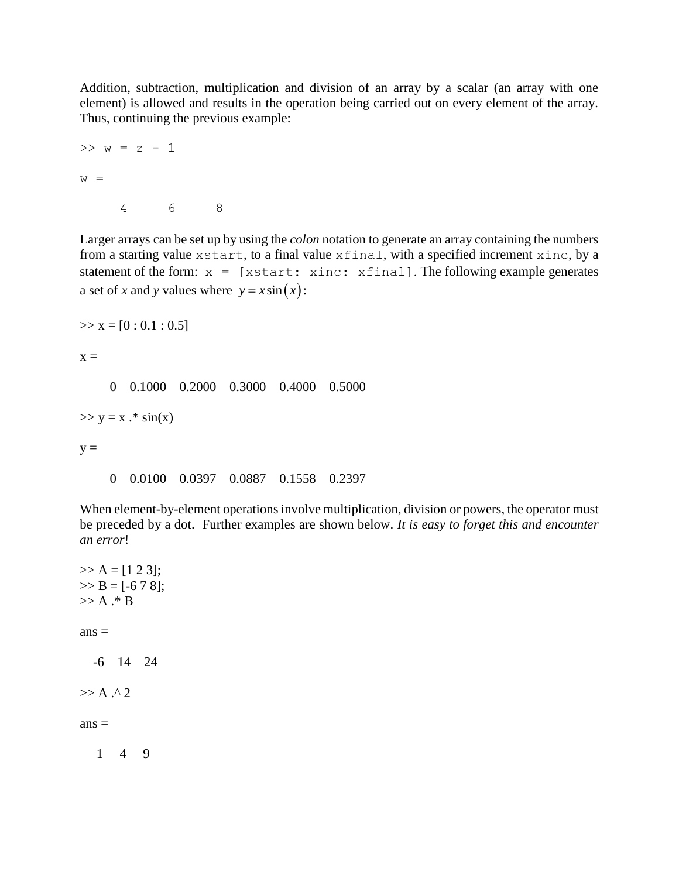Addition, subtraction, multiplication and division of an array by a scalar (an array with one element) is allowed and results in the operation being carried out on every element of the array. Thus, continuing the previous example:

```
>> w = z - 1

w =

     4     6     8
```

Larger arrays can be set up by using the *colon* notation to generate an array containing the numbers from a starting value `xstart`, to a final value `xfinal`, with a specified increment `xinc`, by a statement of the form: `x = [xstart: xinc: xfinal]`. The following example generates a set of *x* and *y* values where $y = x\sin(x)$:

```
>> x = [0 : 0.1 : 0.5]

x =

     0    0.1000    0.2000    0.3000    0.4000    0.5000

>> y = x .* sin(x)

y =

     0    0.0100    0.0397    0.0887    0.1558    0.2397
```

When element-by-element operations involve multiplication, division or powers, the operator must be preceded by a dot. Further examples are shown below. *It is easy to forget this and encounter an error*!

```
>> A = [1 2 3];
>> B = [-6 7 8];
>> A .* B

ans =

    -6    14    24

>> A .^ 2

ans =

     1     4     9
```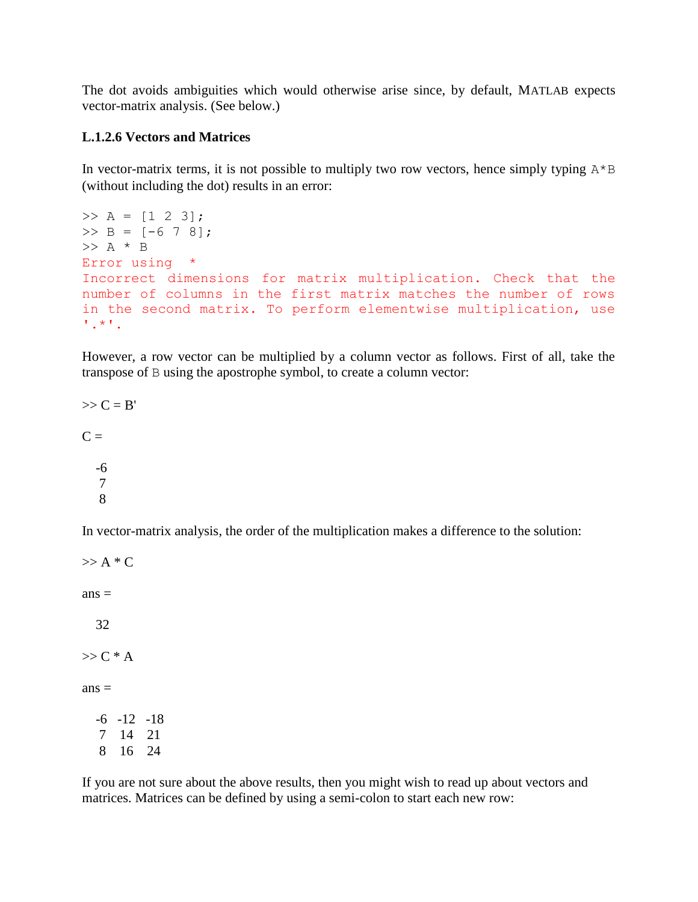The dot avoids ambiguities which would otherwise arise since, by default, MATLAB expects vector-matrix analysis. (See below.)

### L.1.2.6 Vectors and Matrices

In vector-matrix terms, it is not possible to multiply two row vectors, hence simply typing `A*B` (without including the dot) results in an error:

```
>> A = [1 2 3];
>> B = [-6 7 8];
>> A * B
Error using  *
Incorrect dimensions for matrix multiplication. Check that the
number of columns in the first matrix matches the number of rows
in the second matrix. To perform elementwise multiplication, use
'.*'.
```

However, a row vector can be multiplied by a column vector as follows. First of all, take the transpose of `B` using the apostrophe symbol, to create a column vector:

```
>> C = B'

C =

   -6
    7
    8
```

In vector-matrix analysis, the order of the multiplication makes a difference to the solution:

```
>> A * C

ans =

   32

>> C * A

ans =

   -6  -12  -18
    7   14   21
    8   16   24
```

If you are not sure about the above results, then you might wish to read up about vectors and matrices. Matrices can be defined by using a semi-colon to start each new row: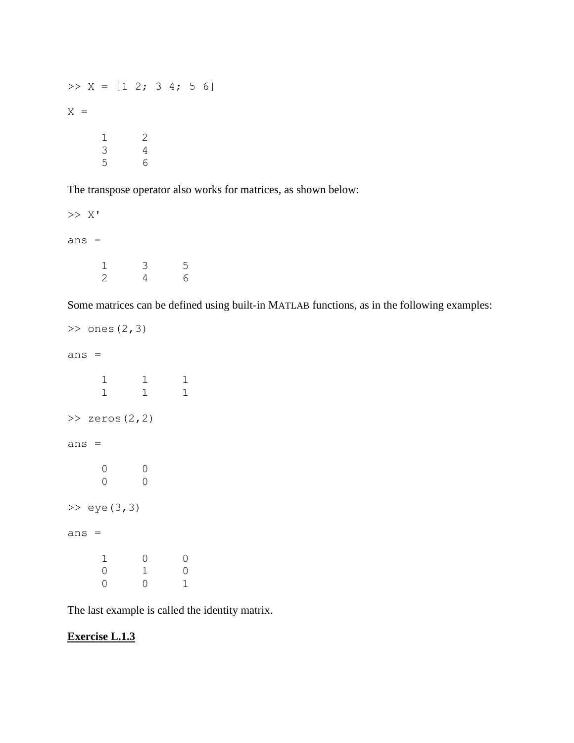```
>> X = [1 2; 3 4; 5 6]

X =

     1     2
     3     4
     5     6
```

The transpose operator also works for matrices, as shown below:

```
>> X'

ans =

     1     3     5
     2     4     6
```

Some matrices can be defined using built-in MATLAB functions, as in the following examples:

```
>> ones(2,3)

ans =

     1     1     1
     1     1     1

>> zeros(2,2)

ans =

     0     0
     0     0

>> eye(3,3)

ans =

     1     0     0
     0     1     0
     0     0     1
```

The last example is called the identity matrix.

**Exercise L.1.3**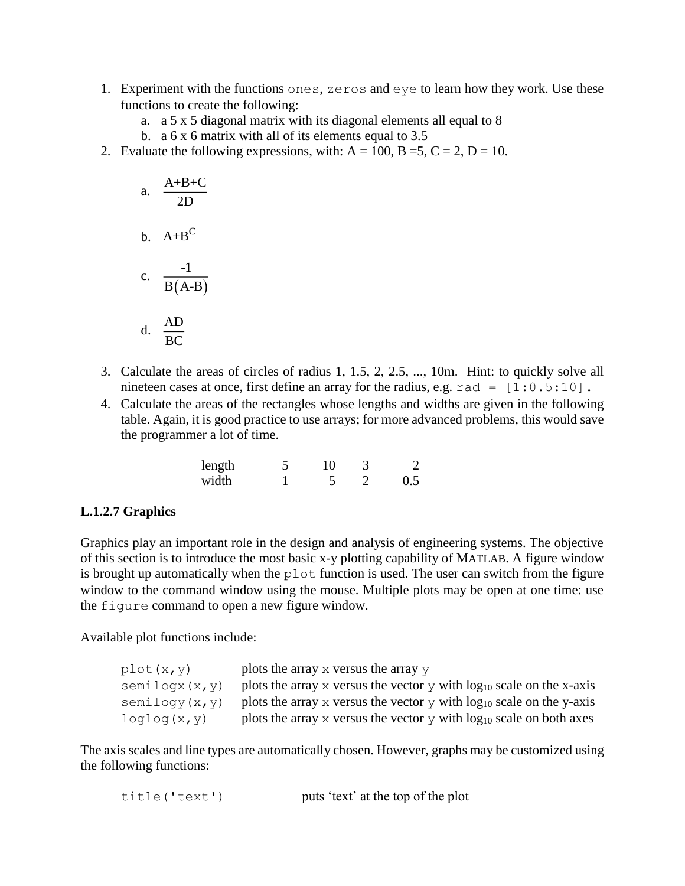1. Experiment with the functions `ones`, `zeros` and `eye` to learn how they work. Use these functions to create the following:
   a. a 5 x 5 diagonal matrix with its diagonal elements all equal to 8
   b. a 6 x 6 matrix with all of its elements equal to 3.5
2. Evaluate the following expressions, with: A = 100, B =5, C = 2, D = 10.

   a. $\frac{A+B+C}{2D}$

   b. $A+B^{C}$

   c. $\frac{-1}{B(A-B)}$

   d. $\frac{AD}{BC}$

3. Calculate the areas of circles of radius 1, 1.5, 2, 2.5, ..., 10m. Hint: to quickly solve all nineteen cases at once, first define an array for the radius, e.g. `rad = [1:0.5:10]`.
4. Calculate the areas of the rectangles whose lengths and widths are given in the following table. Again, it is good practice to use arrays; for more advanced problems, this would save the programmer a lot of time.

| length | 5 | 10 | 3 | 2 |
|---|---|---|---|---|
| width | 1 | 5 | 2 | 0.5 |

### L.1.2.7 Graphics

Graphics play an important role in the design and analysis of engineering systems. The objective of this section is to introduce the most basic x-y plotting capability of MATLAB. A figure window is brought up automatically when the `plot` function is used. The user can switch from the figure window to the command window using the mouse. Multiple plots may be open at one time: use the `figure` command to open a new figure window.

Available plot functions include:

| | |
|---|---|
| `plot(x,y)` | plots the array `x` versus the array `y` |
| `semilogx(x,y)` | plots the array `x` versus the vector `y` with $\log_{10}$ scale on the x-axis |
| `semilogy(x,y)` | plots the array `x` versus the vector `y` with $\log_{10}$ scale on the y-axis |
| `loglog(x,y)` | plots the array `x` versus the vector `y` with $\log_{10}$ scale on both axes |

The axis scales and line types are automatically chosen. However, graphs may be customized using the following functions:

| | |
|---|---|
| `title('text')` | puts 'text' at the top of the plot |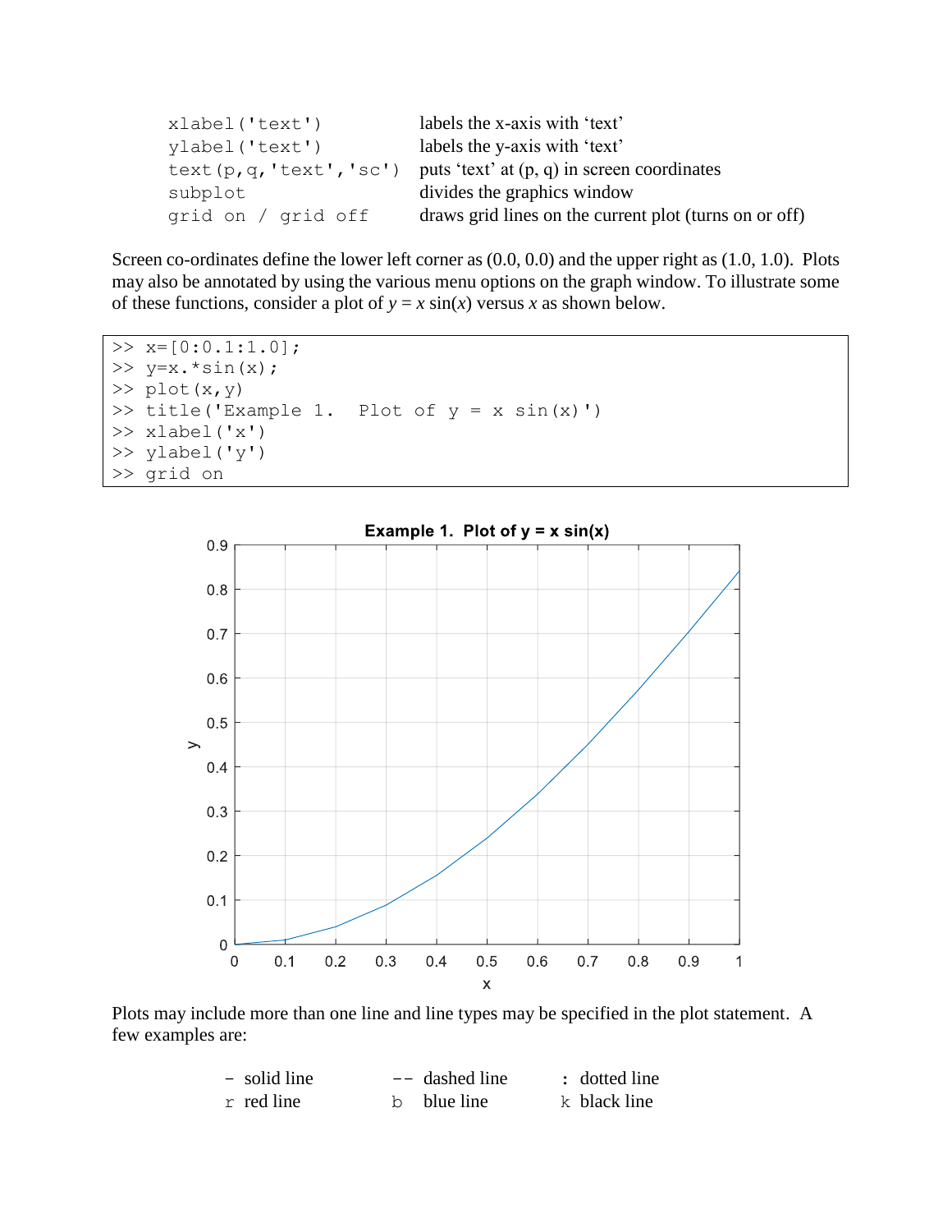| | |
|---|---|
| `xlabel('text')` | labels the x-axis with 'text' |
| `ylabel('text')` | labels the y-axis with 'text' |
| `text(p,q,'text','sc')` | puts 'text' at (p, q) in screen coordinates |
| `subplot` | divides the graphics window |
| `grid on / grid off` | draws grid lines on the current plot (turns on or off) |

Screen co-ordinates define the lower left corner as (0.0, 0.0) and the upper right as (1.0, 1.0). Plots may also be annotated by using the various menu options on the graph window. To illustrate some of these functions, consider a plot of $y = x \sin(x)$ versus $x$ as shown below.

```
>> x=[0:0.1:1.0];
>> y=x.*sin(x);
>> plot(x,y)
>> title('Example 1.  Plot of y = x sin(x)')
>> xlabel('x')
>> ylabel('y')
>> grid on
```

Plots may include more than one line and line types may be specified in the plot statement. A few examples are:

| | | | | | |
|---|---|---|---|---|---|
| `-` | solid line | `--` | dashed line | `:` | dotted line |
| `r` | red line | `b` | blue line | `k` | black line |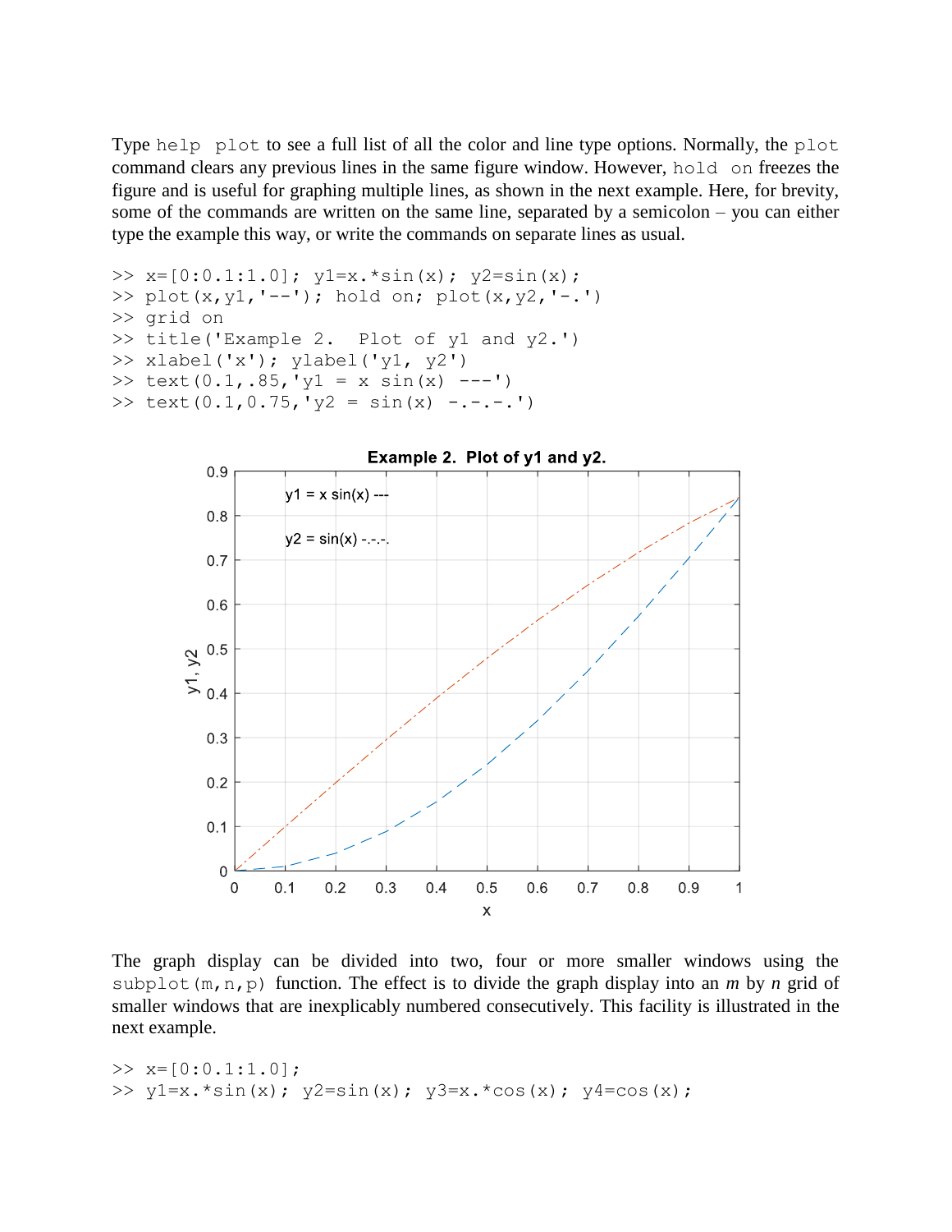Type `help plot` to see a full list of all the color and line type options. Normally, the `plot` command clears any previous lines in the same figure window. However, `hold on` freezes the figure and is useful for graphing multiple lines, as shown in the next example. Here, for brevity, some of the commands are written on the same line, separated by a semicolon – you can either type the example this way, or write the commands on separate lines as usual.

```
>> x=[0:0.1:1.0]; y1=x.*sin(x); y2=sin(x);
>> plot(x,y1,'--'); hold on; plot(x,y2,'-.')
>> grid on
>> title('Example 2.  Plot of y1 and y2.')
>> xlabel('x'); ylabel('y1, y2')
>> text(0.1,.85,'y1 = x sin(x)  ---')
>> text(0.1,0.75,'y2 = sin(x)  -.-.-.')
```

The graph display can be divided into two, four or more smaller windows using the `subplot(m,n,p)` function. The effect is to divide the graph display into an *m* by *n* grid of smaller windows that are inexplicably numbered consecutively. This facility is illustrated in the next example.

```
>> x=[0:0.1:1.0];
>> y1=x.*sin(x); y2=sin(x); y3=x.*cos(x); y4=cos(x);
```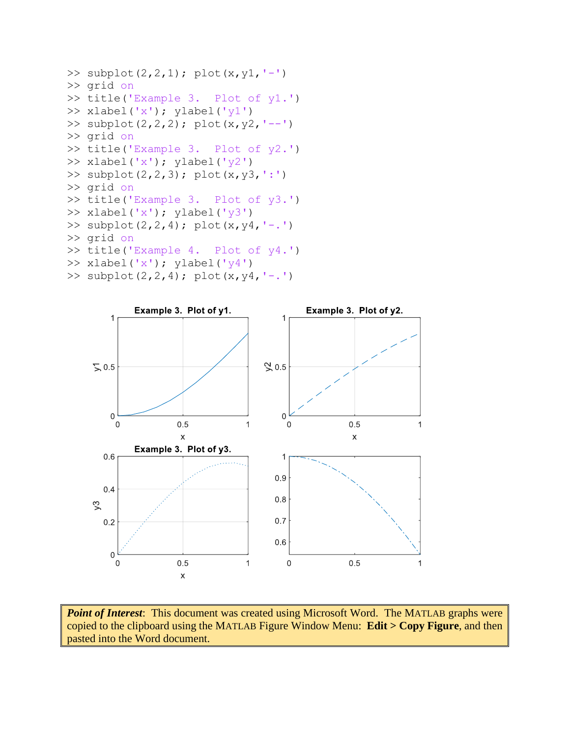```
>> subplot(2,2,1); plot(x,y1,'-')
>> grid on
>> title('Example 3.  Plot of y1.')
>> xlabel('x'); ylabel('y1')
>> subplot(2,2,2); plot(x,y2,'--')
>> grid on
>> title('Example 3.  Plot of y2.')
>> xlabel('x'); ylabel('y2')
>> subplot(2,2,3); plot(x,y3,':')
>> grid on
>> title('Example 3.  Plot of y3.')
>> xlabel('x'); ylabel('y3')
>> subplot(2,2,4); plot(x,y4,'-.')
>> grid on
>> title('Example 4.  Plot of y4.')
>> xlabel('x'); ylabel('y4')
>> subplot(2,2,4); plot(x,y4,'-.')
```

***Point of Interest***: This document was created using Microsoft Word. The MATLAB graphs were copied to the clipboard using the MATLAB Figure Window Menu: **Edit > Copy Figure**, and then pasted into the Word document.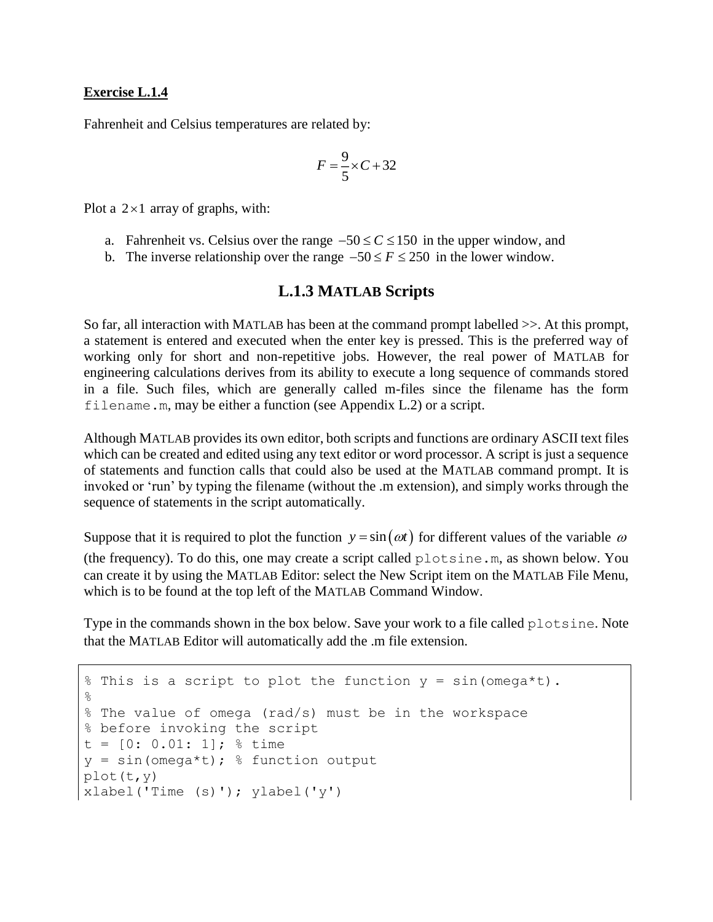**Exercise L.1.4**

Fahrenheit and Celsius temperatures are related by:

$$F = \frac{9}{5} \times C + 32$$

Plot a $2 \times 1$ array of graphs, with:

a. Fahrenheit vs. Celsius over the range $-50 \le C \le 150$ in the upper window, and
b. The inverse relationship over the range $-50 \le F \le 250$ in the lower window.

## L.1.3 MATLAB Scripts

So far, all interaction with MATLAB has been at the command prompt labelled >>. At this prompt, a statement is entered and executed when the enter key is pressed. This is the preferred way of working only for short and non-repetitive jobs. However, the real power of MATLAB for engineering calculations derives from its ability to execute a long sequence of commands stored in a file. Such files, which are generally called m-files since the filename has the form `filename.m`, may be either a function (see Appendix L.2) or a script.

Although MATLAB provides its own editor, both scripts and functions are ordinary ASCII text files which can be created and edited using any text editor or word processor. A script is just a sequence of statements and function calls that could also be used at the MATLAB command prompt. It is invoked or 'run' by typing the filename (without the .m extension), and simply works through the sequence of statements in the script automatically.

Suppose that it is required to plot the function $y = \sin(\omega t)$ for different values of the variable $\omega$ (the frequency). To do this, one may create a script called `plotsine.m`, as shown below. You can create it by using the MATLAB Editor: select the New Script item on the MATLAB File Menu, which is to be found at the top left of the MATLAB Command Window.

Type in the commands shown in the box below. Save your work to a file called `plotsine`. Note that the MATLAB Editor will automatically add the .m file extension.

```
% This is a script to plot the function y = sin(omega*t).
%
% The value of omega (rad/s) must be in the workspace
% before invoking the script
t = [0: 0.01: 1]; % time
y = sin(omega*t); % function output
plot(t,y)
xlabel('Time (s)'); ylabel('y')
```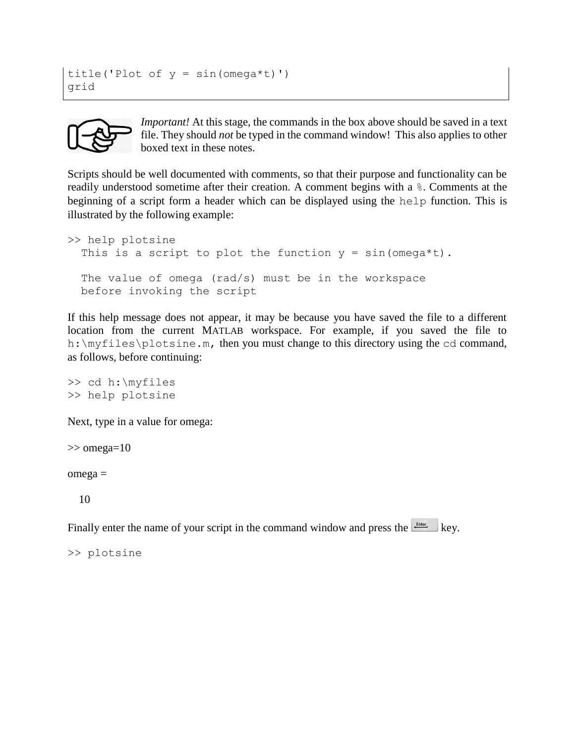```
title('Plot of y = sin(omega*t)')
grid
```

*Important!* At this stage, the commands in the box above should be saved in a text file. They should *not* be typed in the command window! This also applies to other boxed text in these notes.

Scripts should be well documented with comments, so that their purpose and functionality can be readily understood sometime after their creation. A comment begins with a `%`. Comments at the beginning of a script form a header which can be displayed using the `help` function. This is illustrated by the following example:

```
>> help plotsine
  This is a script to plot the function y = sin(omega*t).

  The value of omega (rad/s) must be in the workspace
  before invoking the script
```

If this help message does not appear, it may be because you have saved the file to a different location from the current MATLAB workspace. For example, if you saved the file to `h:\myfiles\plotsine.m`, then you must change to this directory using the `cd` command, as follows, before continuing:

```
>> cd h:\myfiles
>> help plotsine
```

Next, type in a value for omega:

```
>> omega=10

omega =

   10
```

Finally enter the name of your script in the command window and press the Enter key.

```
>> plotsine
```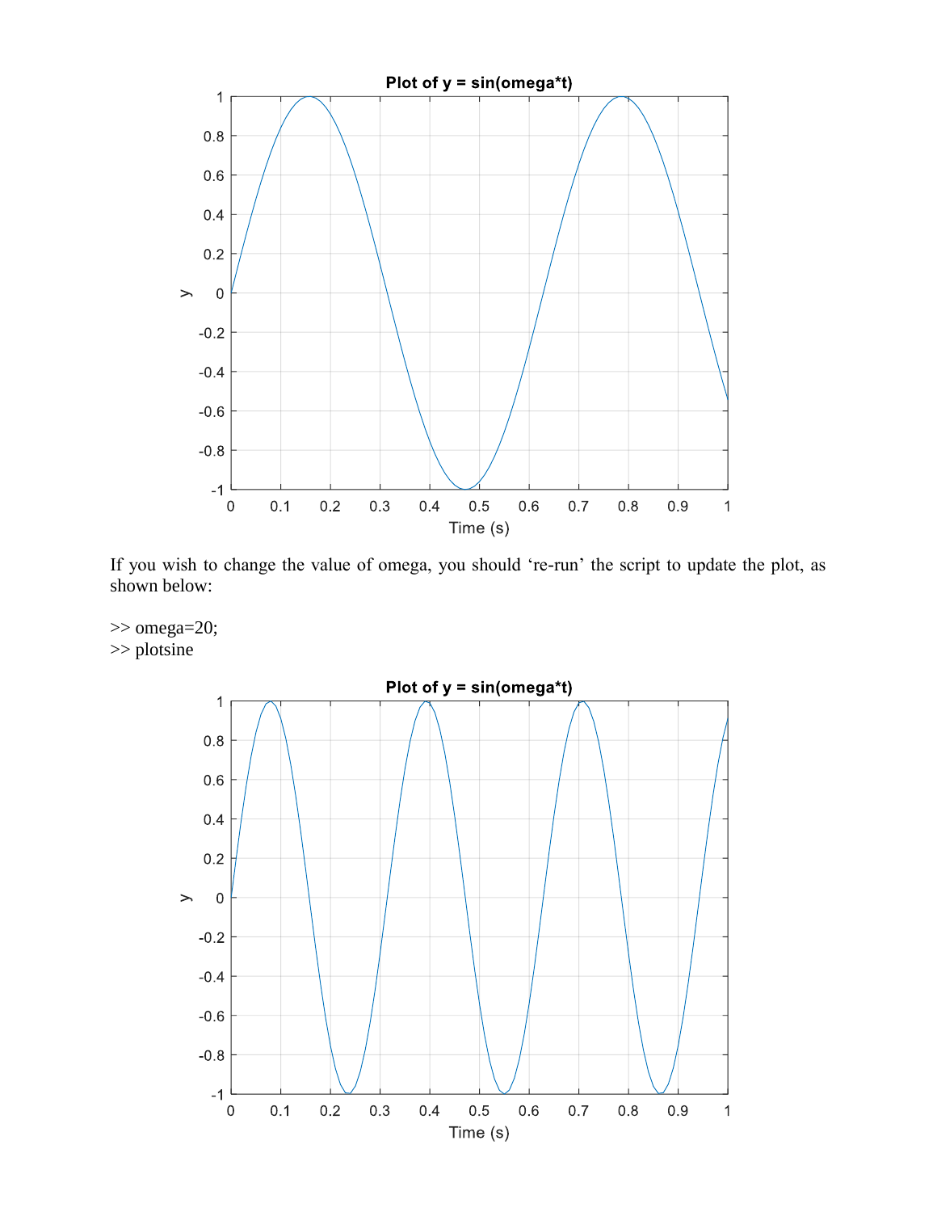If you wish to change the value of omega, you should 're-run' the script to update the plot, as shown below:

```
>> omega=20;
>> plotsine
```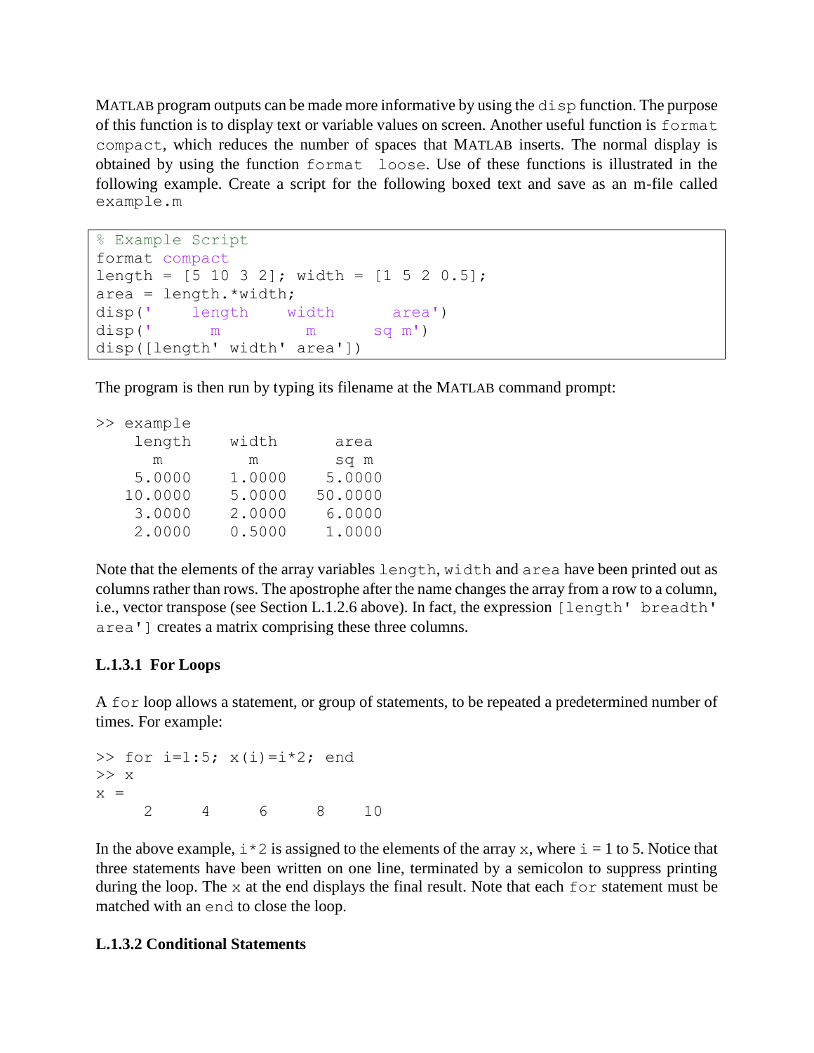MATLAB program outputs can be made more informative by using the `disp` function. The purpose of this function is to display text or variable values on screen. Another useful function is `format compact`, which reduces the number of spaces that MATLAB inserts. The normal display is obtained by using the function `format loose`. Use of these functions is illustrated in the following example. Create a script for the following boxed text and save as an m-file called `example.m`

```
% Example Script
format compact
length = [5 10 3 2]; width = [1 5 2 0.5];
area = length.*width;
disp('    length    width      area')
disp('      m         m      sq m')
disp([length' width' area'])
```

The program is then run by typing its filename at the MATLAB command prompt:

```
>> example
    length    width      area
      m         m        sq m
    5.0000    1.0000    5.0000
   10.0000    5.0000   50.0000
    3.0000    2.0000    6.0000
    2.0000    0.5000    1.0000
```

Note that the elements of the array variables `length`, `width` and `area` have been printed out as columns rather than rows. The apostrophe after the name changes the array from a row to a column, i.e., vector transpose (see Section L.1.2.6 above). In fact, the expression `[length' breadth' area']` creates a matrix comprising these three columns.

### L.1.3.1 For Loops

A `for` loop allows a statement, or group of statements, to be repeated a predetermined number of times. For example:

```
>> for i=1:5; x(i)=i*2; end
>> x
x =
     2     4     6     8    10
```

In the above example, `i*2` is assigned to the elements of the array `x`, where `i` = 1 to 5. Notice that three statements have been written on one line, terminated by a semicolon to suppress printing during the loop. The `x` at the end displays the final result. Note that each `for` statement must be matched with an `end` to close the loop.

### L.1.3.2 Conditional Statements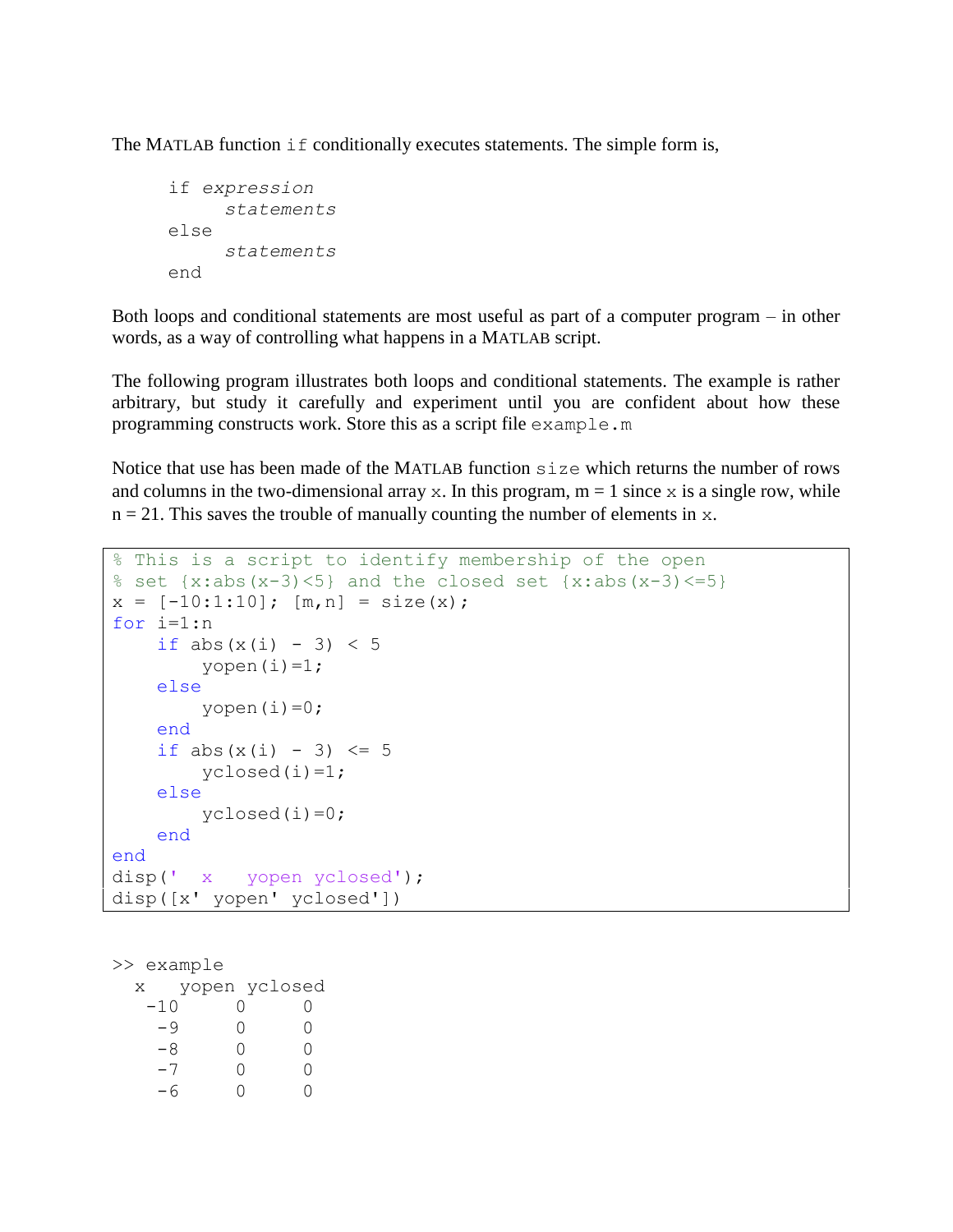The MATLAB function `if` conditionally executes statements. The simple form is,

```
if expression
    statements
else
    statements
end
```

Both loops and conditional statements are most useful as part of a computer program – in other words, as a way of controlling what happens in a MATLAB script.

The following program illustrates both loops and conditional statements. The example is rather arbitrary, but study it carefully and experiment until you are confident about how these programming constructs work. Store this as a script file `example.m`

Notice that use has been made of the MATLAB function `size` which returns the number of rows and columns in the two-dimensional array `x`. In this program, m = 1 since `x` is a single row, while n = 21. This saves the trouble of manually counting the number of elements in `x`.

```
% This is a script to identify membership of the open
% set {x:abs(x-3)<5} and the closed set {x:abs(x-3)<=5}
x = [-10:1:10]; [m,n] = size(x);
for i=1:n
    if abs(x(i) - 3) < 5
        yopen(i)=1;
    else
        yopen(i)=0;
    end
    if abs(x(i) - 3) <= 5
        yclosed(i)=1;
    else
        yclosed(i)=0;
    end
end
disp('  x   yopen yclosed');
disp([x' yopen' yclosed'])
```

```
>> example
  x   yopen yclosed
  -10     0     0
   -9     0     0
   -8     0     0
   -7     0     0
   -6     0     0
```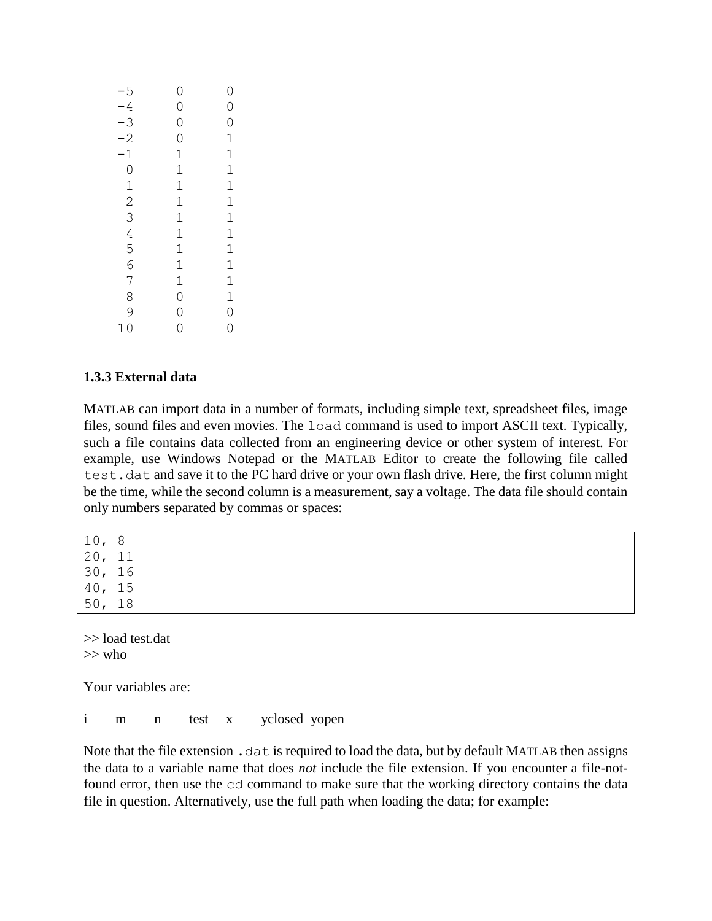```
 -5     0     0
 -4     0     0
 -3     0     0
 -2     0     1
 -1     1     1
  0     1     1
  1     1     1
  2     1     1
  3     1     1
  4     1     1
  5     1     1
  6     1     1
  7     1     1
  8     0     1
  9     0     0
 10     0     0
```

### 1.3.3 External data

MATLAB can import data in a number of formats, including simple text, spreadsheet files, image files, sound files and even movies. The `load` command is used to import ASCII text. Typically, such a file contains data collected from an engineering device or other system of interest. For example, use Windows Notepad or the MATLAB Editor to create the following file called `test.dat` and save it to the PC hard drive or your own flash drive. Here, the first column might be the time, while the second column is a measurement, say a voltage. The data file should contain only numbers separated by commas or spaces:

```
10, 8
20, 11
30, 16
40, 15
50, 18
```

```
>> load test.dat
>> who
```

Your variables are:

```
i    m    n    test    x    yclosed  yopen
```

Note that the file extension `.dat` is required to load the data, but by default MATLAB then assigns the data to a variable name that does *not* include the file extension. If you encounter a file-not-found error, then use the `cd` command to make sure that the working directory contains the data file in question. Alternatively, use the full path when loading the data; for example: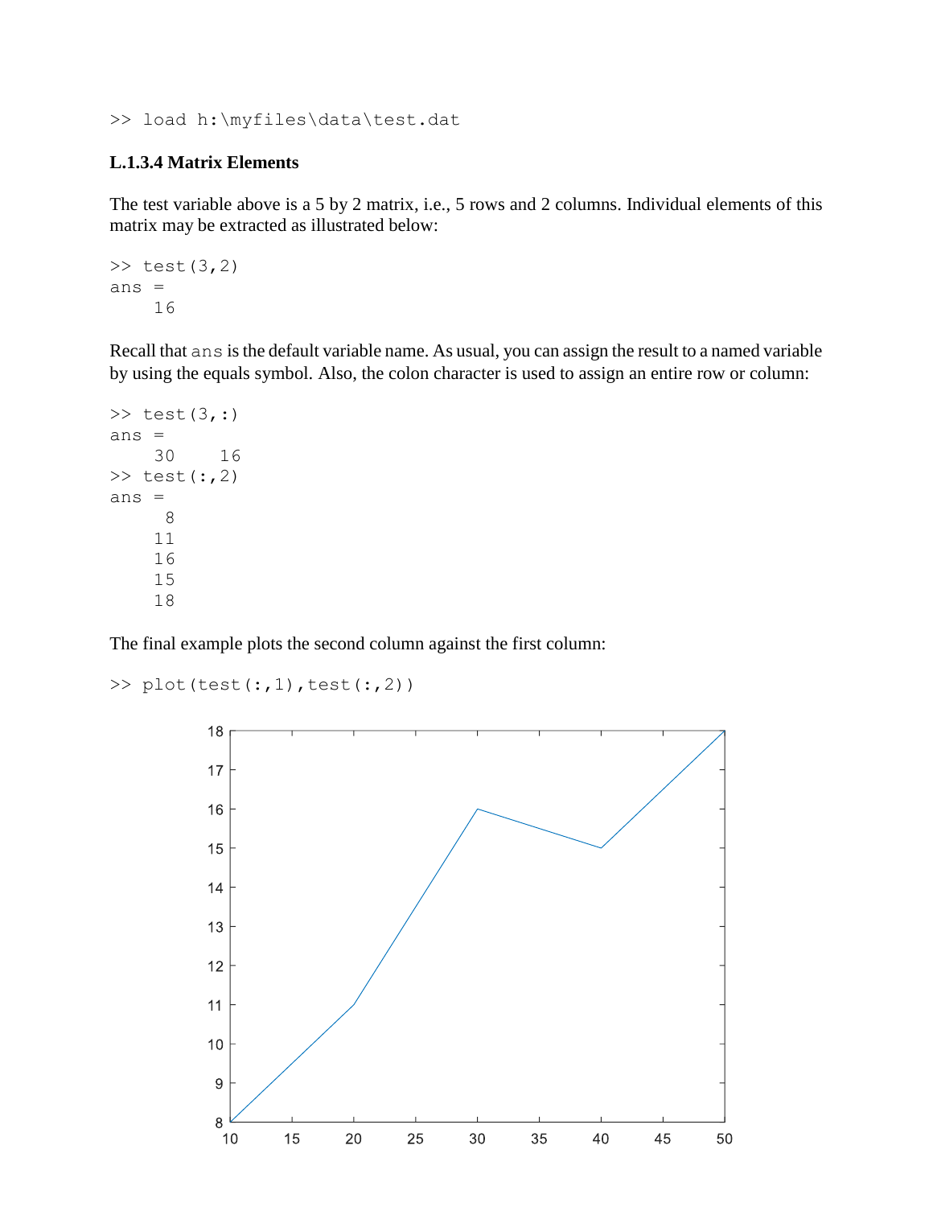```
>> load h:\myfiles\data\test.dat
```

### L.1.3.4 Matrix Elements

The test variable above is a 5 by 2 matrix, i.e., 5 rows and 2 columns. Individual elements of this matrix may be extracted as illustrated below:

```
>> test(3,2)
ans =
    16
```

Recall that `ans` is the default variable name. As usual, you can assign the result to a named variable by using the equals symbol. Also, the colon character is used to assign an entire row or column:

```
>> test(3,:)
ans =
    30    16
>> test(:,2)
ans =
     8
    11
    16
    15
    18
```

The final example plots the second column against the first column:

```
>> plot(test(:,1),test(:,2))
```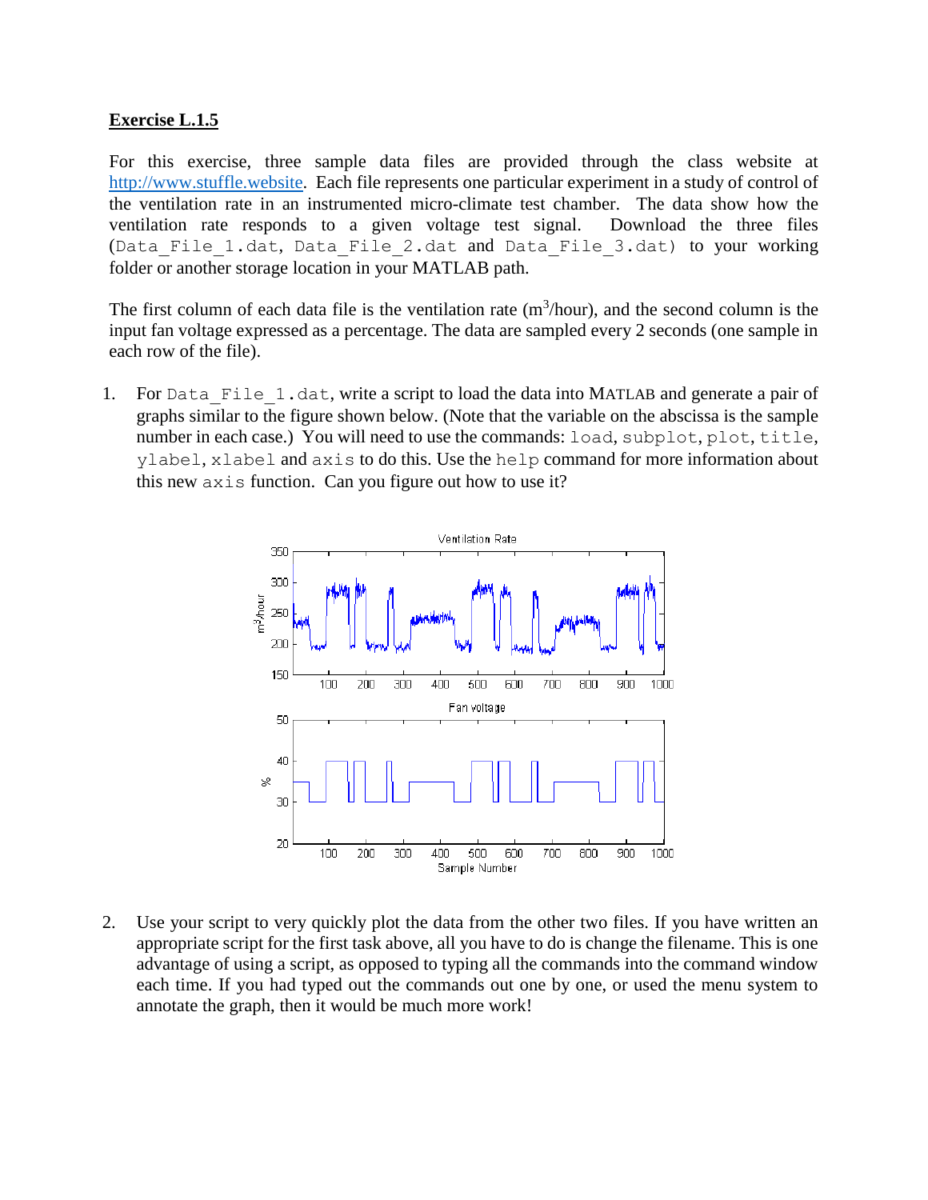**Exercise L.1.5**

For this exercise, three sample data files are provided through the class website at [http://www.stuffle.website](http://www.stuffle.website). Each file represents one particular experiment in a study of control of the ventilation rate in an instrumented micro-climate test chamber. The data show how the ventilation rate responds to a given voltage test signal. Download the three files (`Data_File_1.dat`, `Data_File_2.dat` and `Data_File_3.dat`) to your working folder or another storage location in your MATLAB path.

The first column of each data file is the ventilation rate ($m^3$/hour), and the second column is the input fan voltage expressed as a percentage. The data are sampled every 2 seconds (one sample in each row of the file).

1. For `Data_File_1.dat`, write a script to load the data into MATLAB and generate a pair of graphs similar to the figure shown below. (Note that the variable on the abscissa is the sample number in each case.) You will need to use the commands: `load`, `subplot`, `plot`, `title`, `ylabel`, `xlabel` and `axis` to do this. Use the `help` command for more information about this new `axis` function. Can you figure out how to use it?

Ventilation Rate

$m^3$/hour

350
300
250
200
150

100 200 300 400 500 600 700 800 900 1000

Fan voltage

%

50
40
30
20

100 200 300 400 500 600 700 800 900 1000

Sample Number

2. Use your script to very quickly plot the data from the other two files. If you have written an appropriate script for the first task above, all you have to do is change the filename. This is one advantage of using a script, as opposed to typing all the commands into the command window each time. If you had typed out the commands out one by one, or used the menu system to annotate the graph, then it would be much more work!